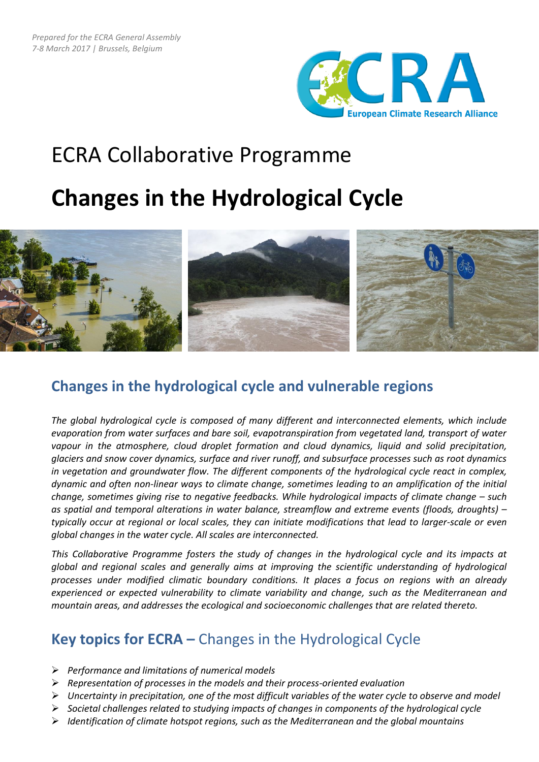*Prepared for the ECRA General Assembly*
*7-8 March 2017 | Brussels, Belgium*

# ECRA Collaborative Programme

# Changes in the Hydrological Cycle

## Changes in the hydrological cycle and vulnerable regions

*The global hydrological cycle is composed of many different and interconnected elements, which include evaporation from water surfaces and bare soil, evapotranspiration from vegetated land, transport of water vapour in the atmosphere, cloud droplet formation and cloud dynamics, liquid and solid precipitation, glaciers and snow cover dynamics, surface and river runoff, and subsurface processes such as root dynamics in vegetation and groundwater flow. The different components of the hydrological cycle react in complex, dynamic and often non-linear ways to climate change, sometimes leading to an amplification of the initial change, sometimes giving rise to negative feedbacks. While hydrological impacts of climate change – such as spatial and temporal alterations in water balance, streamflow and extreme events (floods, droughts) – typically occur at regional or local scales, they can initiate modifications that lead to larger-scale or even global changes in the water cycle. All scales are interconnected.*

*This Collaborative Programme fosters the study of changes in the hydrological cycle and its impacts at global and regional scales and generally aims at improving the scientific understanding of hydrological processes under modified climatic boundary conditions. It places a focus on regions with an already experienced or expected vulnerability to climate variability and change, such as the Mediterranean and mountain areas, and addresses the ecological and socioeconomic challenges that are related thereto.*

## **Key topics for ECRA –** Changes in the Hydrological Cycle

- *Performance and limitations of numerical models*
- *Representation of processes in the models and their process-oriented evaluation*
- *Uncertainty in precipitation, one of the most difficult variables of the water cycle to observe and model*
- *Societal challenges related to studying impacts of changes in components of the hydrological cycle*
- *Identification of climate hotspot regions, such as the Mediterranean and the global mountains*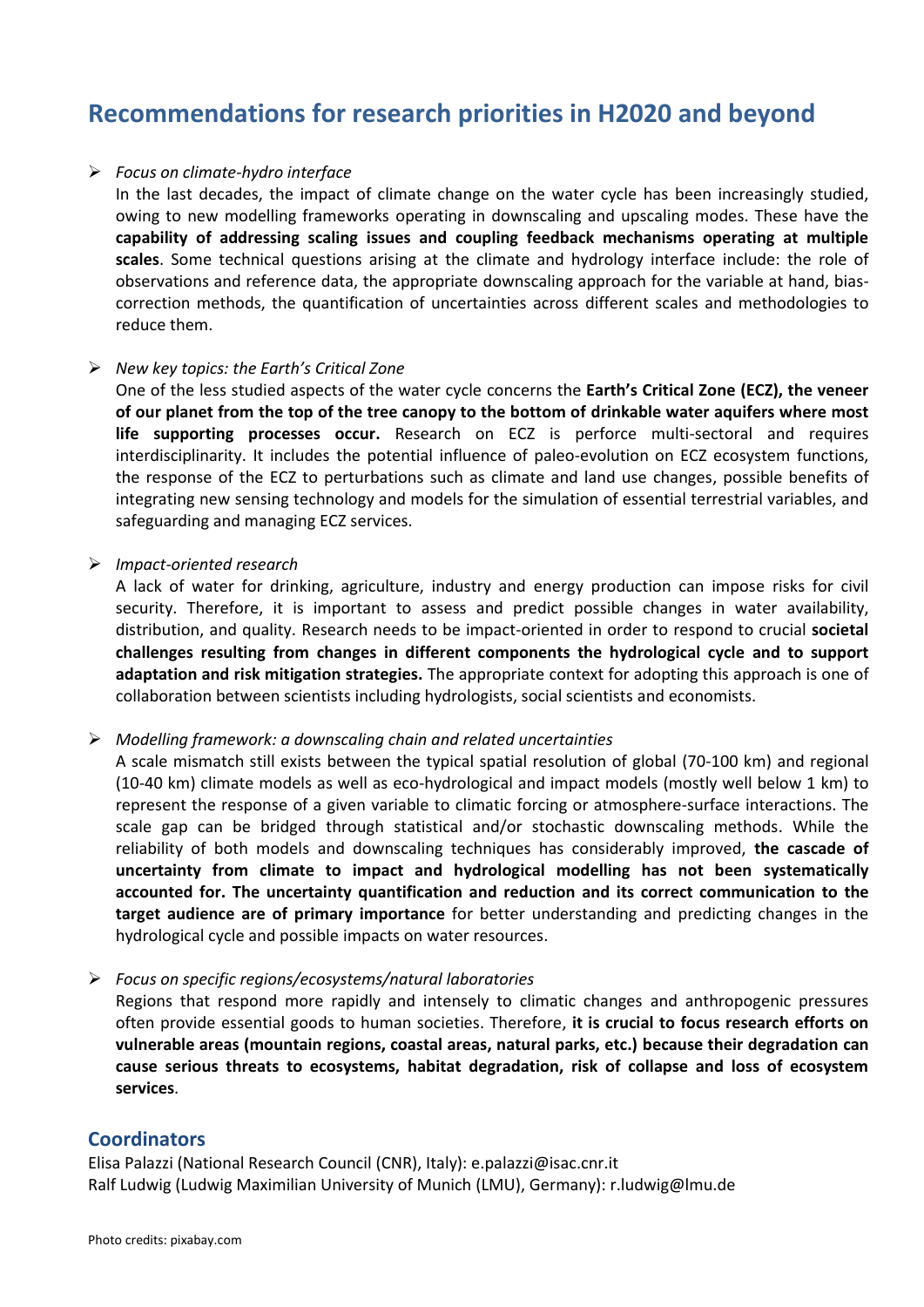## Recommendations for research priorities in H2020 and beyond

- *Focus on climate-hydro interface*

  In the last decades, the impact of climate change on the water cycle has been increasingly studied, owing to new modelling frameworks operating in downscaling and upscaling modes. These have the **capability of addressing scaling issues and coupling feedback mechanisms operating at multiple scales**. Some technical questions arising at the climate and hydrology interface include: the role of observations and reference data, the appropriate downscaling approach for the variable at hand, bias-correction methods, the quantification of uncertainties across different scales and methodologies to reduce them.

- *New key topics: the Earth's Critical Zone*

  One of the less studied aspects of the water cycle concerns the **Earth's Critical Zone (ECZ), the veneer of our planet from the top of the tree canopy to the bottom of drinkable water aquifers where most life supporting processes occur.** Research on ECZ is perforce multi-sectoral and requires interdisciplinarity. It includes the potential influence of paleo-evolution on ECZ ecosystem functions, the response of the ECZ to perturbations such as climate and land use changes, possible benefits of integrating new sensing technology and models for the simulation of essential terrestrial variables, and safeguarding and managing ECZ services.

- *Impact-oriented research*

  A lack of water for drinking, agriculture, industry and energy production can impose risks for civil security. Therefore, it is important to assess and predict possible changes in water availability, distribution, and quality. Research needs to be impact-oriented in order to respond to crucial **societal challenges resulting from changes in different components the hydrological cycle and to support adaptation and risk mitigation strategies.** The appropriate context for adopting this approach is one of collaboration between scientists including hydrologists, social scientists and economists.

- *Modelling framework: a downscaling chain and related uncertainties*

  A scale mismatch still exists between the typical spatial resolution of global (70-100 km) and regional (10-40 km) climate models as well as eco-hydrological and impact models (mostly well below 1 km) to represent the response of a given variable to climatic forcing or atmosphere-surface interactions. The scale gap can be bridged through statistical and/or stochastic downscaling methods. While the reliability of both models and downscaling techniques has considerably improved, **the cascade of uncertainty from climate to impact and hydrological modelling has not been systematically accounted for. The uncertainty quantification and reduction and its correct communication to the target audience are of primary importance** for better understanding and predicting changes in the hydrological cycle and possible impacts on water resources.

- *Focus on specific regions/ecosystems/natural laboratories*

  Regions that respond more rapidly and intensely to climatic changes and anthropogenic pressures often provide essential goods to human societies. Therefore, **it is crucial to focus research efforts on vulnerable areas (mountain regions, coastal areas, natural parks, etc.) because their degradation can cause serious threats to ecosystems, habitat degradation, risk of collapse and loss of ecosystem services**.

### Coordinators

Elisa Palazzi (National Research Council (CNR), Italy): e.palazzi@isac.cnr.it
Ralf Ludwig (Ludwig Maximilian University of Munich (LMU), Germany): r.ludwig@lmu.de

Photo credits: pixabay.com